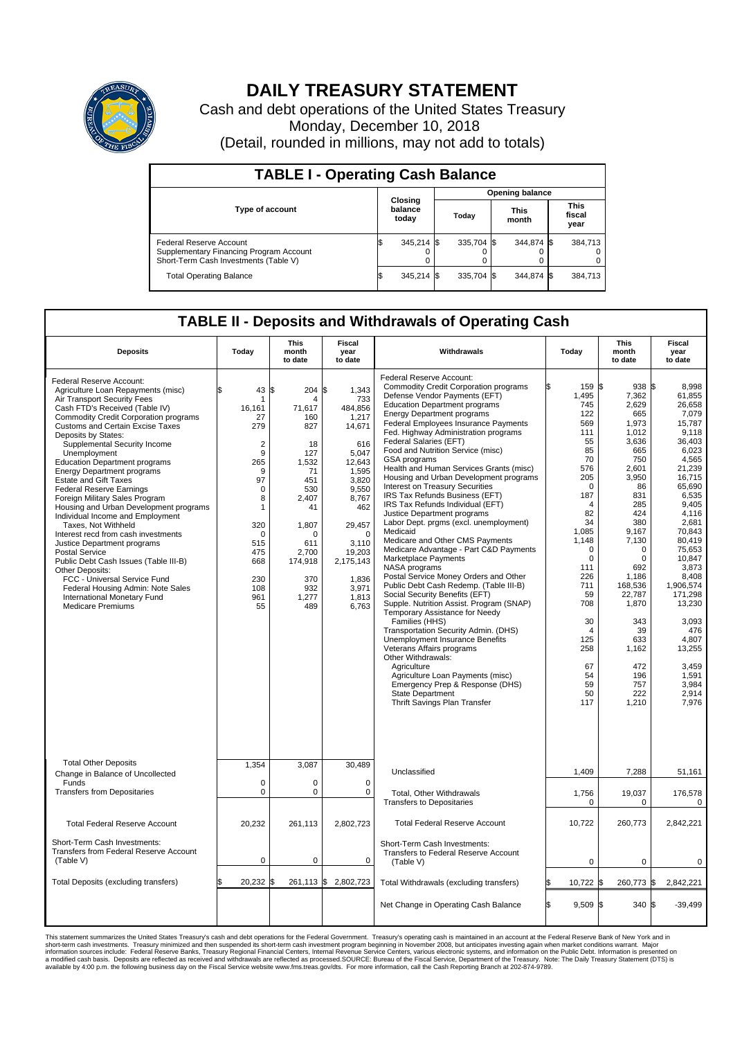# DAILY TREASURY STATEMENT

Cash and debt operations of the United States Treasury
Monday, December 10, 2018
(Detail, rounded in millions, may not add to totals)

## TABLE I - Operating Cash Balance

| Type of account | Closing balance today | Opening balance Today | Opening balance This month | Opening balance This fiscal year |
|---|---|---|---|---|
| Federal Reserve Account | $ 345,214 | $ 335,704 | $ 344,874 | $ 384,713 |
| Supplementary Financing Program Account | 0 | 0 | 0 | 0 |
| Short-Term Cash Investments (Table V) | 0 | 0 | 0 | 0 |
| Total Operating Balance | $ 345,214 | $ 335,704 | $ 344,874 | $ 384,713 |

## TABLE II - Deposits and Withdrawals of Operating Cash

| Deposits | Today | This month to date | Fiscal year to date |
|---|---|---|---|
| Federal Reserve Account: | | | |
| Agriculture Loan Repayments (misc) | $ 43 | $ 204 | $ 1,343 |
| Air Transport Security Fees | 1 | 4 | 733 |
| Cash FTD's Received (Table IV) | 16,161 | 71,617 | 484,856 |
| Commodity Credit Corporation programs | 27 | 160 | 1,217 |
| Customs and Certain Excise Taxes | 279 | 827 | 14,671 |
| Deposits by States: | | | |
| Supplemental Security Income | 2 | 18 | 616 |
| Unemployment | 9 | 127 | 5,047 |
| Education Department programs | 265 | 1,532 | 12,643 |
| Energy Department programs | 9 | 71 | 1,595 |
| Estate and Gift Taxes | 97 | 451 | 3,820 |
| Federal Reserve Earnings | 0 | 530 | 9,550 |
| Foreign Military Sales Program | 8 | 2,407 | 8,767 |
| Housing and Urban Development programs | 1 | 41 | 462 |
| Individual Income and Employment Taxes, Not Withheld | 320 | 1,807 | 29,457 |
| Interest recd from cash investments | 0 | 0 | 0 |
| Justice Department programs | 515 | 611 | 3,110 |
| Postal Service | 475 | 2,700 | 19,203 |
| Public Debt Cash Issues (Table III-B) | 668 | 174,918 | 2,175,143 |
| Other Deposits: | | | |
| FCC - Universal Service Fund | 230 | 370 | 1,836 |
| Federal Housing Admin: Note Sales | 108 | 932 | 3,971 |
| International Monetary Fund | 961 | 1,277 | 1,813 |
| Medicare Premiums | 55 | 489 | 6,763 |
| Total Other Deposits | 1,354 | 3,087 | 30,489 |
| Change in Balance of Uncollected Funds | 0 | 0 | 0 |
| Transfers from Depositaries | 0 | 0 | 0 |
| Total Federal Reserve Account | 20,232 | 261,113 | 2,802,723 |
| Short-Term Cash Investments: Transfers from Federal Reserve Account (Table V) | 0 | 0 | 0 |
| Total Deposits (excluding transfers) | $ 20,232 | $ 261,113 | $ 2,802,723 |

| Withdrawals | Today | This month to date | Fiscal year to date |
|---|---|---|---|
| Federal Reserve Account: | | | |
| Commodity Credit Corporation programs | $ 159 | $ 938 | $ 8,998 |
| Defense Vendor Payments (EFT) | 1,495 | 7,362 | 61,855 |
| Education Department programs | 745 | 2,629 | 26,658 |
| Energy Department programs | 122 | 665 | 7,079 |
| Federal Employees Insurance Payments | 569 | 1,973 | 15,787 |
| Fed. Highway Administration programs | 111 | 1,012 | 9,118 |
| Federal Salaries (EFT) | 55 | 3,636 | 36,403 |
| Food and Nutrition Service (misc) | 85 | 665 | 6,023 |
| GSA programs | 70 | 750 | 4,565 |
| Health and Human Services Grants (misc) | 576 | 2,601 | 21,239 |
| Housing and Urban Development programs | 205 | 3,950 | 16,715 |
| Interest on Treasury Securities | 0 | 86 | 65,690 |
| IRS Tax Refunds Business (EFT) | 187 | 831 | 6,535 |
| IRS Tax Refunds Individual (EFT) | 4 | 285 | 9,405 |
| Justice Department programs | 82 | 424 | 4,116 |
| Labor Dept. prgms (excl. unemployment) | 34 | 380 | 2,681 |
| Medicaid | 1,085 | 9,167 | 70,843 |
| Medicare and Other CMS Payments | 1,148 | 7,130 | 80,419 |
| Medicare Advantage - Part C&D Payments | 0 | 0 | 75,653 |
| Marketplace Payments | 0 | 0 | 10,847 |
| NASA programs | 111 | 692 | 3,873 |
| Postal Service Money Orders and Other | 226 | 1,186 | 8,408 |
| Public Debt Cash Redemp. (Table III-B) | 711 | 168,536 | 1,906,574 |
| Social Security Benefits (EFT) | 59 | 22,787 | 171,298 |
| Supple. Nutrition Assist. Program (SNAP) | 708 | 1,870 | 13,230 |
| Temporary Assistance for Needy Families (HHS) | 30 | 343 | 3,093 |
| Transportation Security Admin. (DHS) | 4 | 39 | 476 |
| Unemployment Insurance Benefits | 125 | 633 | 4,807 |
| Veterans Affairs programs | 258 | 1,162 | 13,255 |
| Other Withdrawals: | | | |
| Agriculture | 67 | 472 | 3,459 |
| Agriculture Loan Payments (misc) | 54 | 196 | 1,591 |
| Emergency Prep & Response (DHS) | 59 | 757 | 3,984 |
| State Department | 50 | 222 | 2,914 |
| Thrift Savings Plan Transfer | 117 | 1,210 | 7,976 |
| Unclassified | 1,409 | 7,288 | 51,161 |
| Total, Other Withdrawals | 1,756 | 19,037 | 176,578 |
| Transfers to Depositaries | 0 | 0 | 0 |
| Total Federal Reserve Account | 10,722 | 260,773 | 2,842,221 |
| Short-Term Cash Investments: Transfers to Federal Reserve Account (Table V) | 0 | 0 | 0 |
| Total Withdrawals (excluding transfers) | $ 10,722 | $ 260,773 | $ 2,842,221 |
| Net Change in Operating Cash Balance | $ 9,509 | $ 340 | $ -39,499 |

This statement summarizes the United States Treasury's cash and debt operations for the Federal Government. Treasury's operating cash is maintained in an account at the Federal Reserve Bank of New York and in short-term cash investments. Treasury minimized and then suspended its short-term cash investment program beginning in November 2008, but anticipates investing again when market conditions warrant. Major information sources include: Federal Reserve Banks, Treasury Regional Financial Centers, Internal Revenue Service Centers, various electronic systems, and information on the Public Debt. Information is presented on a modified cash basis. Deposits are reflected as received and withdrawals are reflected as processed.SOURCE: Bureau of the Fiscal Service, Department of the Treasury. Note: The Daily Treasury Statement (DTS) is available by 4:00 p.m. the following business day on the Fiscal Service website www.fms.treas.gov/dts. For more information, call the Cash Reporting Branch at 202-874-9789.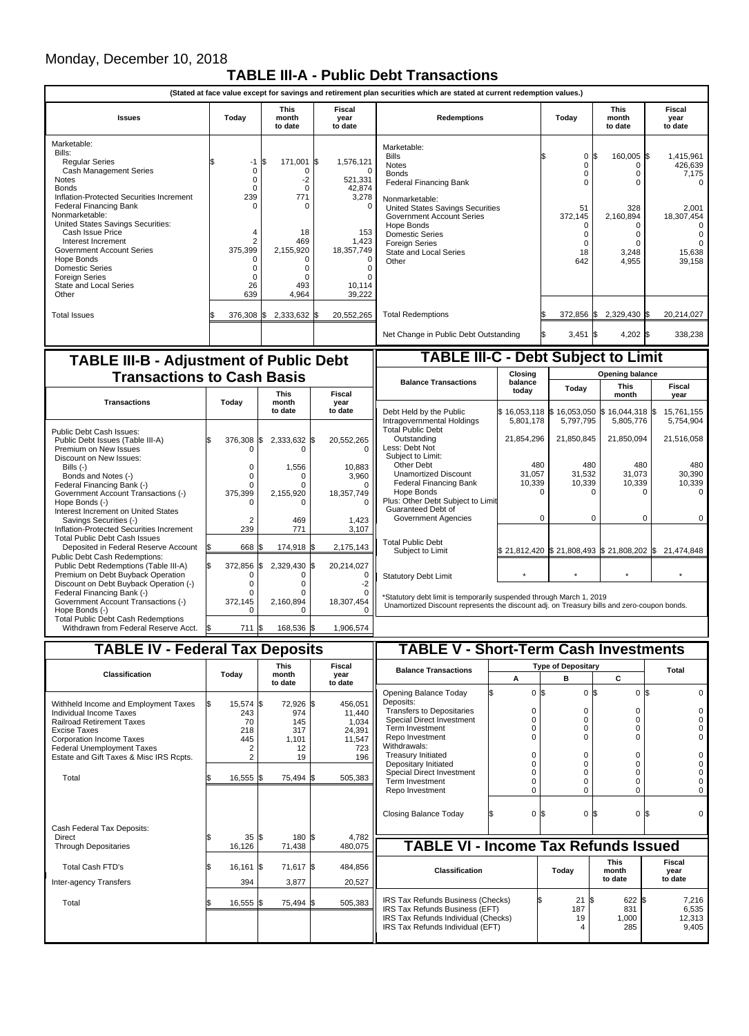Monday, December 10, 2018

# TABLE III-A - Public Debt Transactions

(Stated at face value except for savings and retirement plan securities which are stated at current redemption values.)

| Issues | Today | This month to date | Fiscal year to date |
|---|---|---|---|
| Marketable: | | | |
| Bills: | | | |
| Regular Series | $ -1 | $ 171,001 | $ 1,576,121 |
| Cash Management Series | 0 | 0 | 0 |
| Notes | 0 | -2 | 521,331 |
| Bonds | 0 | 0 | 42,874 |
| Inflation-Protected Securities Increment | 239 | 771 | 3,278 |
| Federal Financing Bank | 0 | 0 | 0 |
| Nonmarketable: | | | |
| United States Savings Securities: | | | |
| Cash Issue Price | 4 | 18 | 153 |
| Interest Increment | 2 | 469 | 1,423 |
| Government Account Series | 375,399 | 2,155,920 | 18,357,749 |
| Hope Bonds | 0 | 0 | 0 |
| Domestic Series | 0 | 0 | 0 |
| Foreign Series | 0 | 0 | 0 |
| State and Local Series | 26 | 493 | 10,114 |
| Other | 639 | 4,964 | 39,222 |
| Total Issues | $ 376,308 | $ 2,333,632 | $ 20,552,265 |

| Redemptions | Today | This month to date | Fiscal year to date |
|---|---|---|---|
| Marketable: | | | |
| Bills | $ 0 | $ 160,005 | $ 1,415,961 |
| Notes | 0 | 0 | 426,639 |
| Bonds | 0 | 0 | 7,175 |
| Federal Financing Bank | 0 | 0 | 0 |
| Nonmarketable: | | | |
| United States Savings Securities | 51 | 328 | 2,001 |
| Government Account Series | 372,145 | 2,160,894 | 18,307,454 |
| Hope Bonds | 0 | 0 | 0 |
| Domestic Series | 0 | 0 | 0 |
| Foreign Series | 0 | 0 | 0 |
| State and Local Series | 18 | 3,248 | 15,638 |
| Other | 642 | 4,955 | 39,158 |
| Total Redemptions | $ 372,856 | $ 2,329,430 | $ 20,214,027 |
| Net Change in Public Debt Outstanding | $ 3,451 | $ 4,202 | $ 338,238 |

# TABLE III-B - Adjustment of Public Debt Transactions to Cash Basis

| Transactions | Today | This month to date | Fiscal year to date |
|---|---|---|---|
| Public Debt Cash Issues: | | | |
| Public Debt Issues (Table III-A) | $ 376,308 | $ 2,333,632 | $ 20,552,265 |
| Premium on New Issues | 0 | 0 | 0 |
| Discount on New Issues: | | | |
| Bills (-) | 0 | 1,556 | 10,883 |
| Bonds and Notes (-) | 0 | 0 | 3,960 |
| Federal Financing Bank (-) | 0 | 0 | 0 |
| Government Account Transactions (-) | 375,399 | 2,155,920 | 18,357,749 |
| Hope Bonds (-) | 0 | 0 | 0 |
| Interest Increment on United States Savings Securities (-) | 2 | 469 | 1,423 |
| Inflation-Protected Securities Increment | 239 | 771 | 3,107 |
| Total Public Debt Cash Issues Deposited in Federal Reserve Account | $ 668 | $ 174,918 | $ 2,175,143 |
| Public Debt Cash Redemptions: | | | |
| Public Debt Redemptions (Table III-A) | $ 372,856 | $ 2,329,430 | $ 20,214,027 |
| Premium on Debt Buyback Operation | 0 | 0 | 0 |
| Discount on Debt Buyback Operation (-) | 0 | 0 | -2 |
| Federal Financing Bank (-) | 0 | 0 | 0 |
| Government Account Transactions (-) | 372,145 | 2,160,894 | 18,307,454 |
| Hope Bonds (-) | 0 | 0 | 0 |
| Total Public Debt Cash Redemptions Withdrawn from Federal Reserve Acct. | $ 711 | $ 168,536 | $ 1,906,574 |

# TABLE III-C - Debt Subject to Limit

| Balance Transactions | Closing balance today | Opening balance Today | Opening balance This month | Opening balance Fiscal year |
|---|---|---|---|---|
| Debt Held by the Public | $ 16,053,118 | $ 16,053,050 | $ 16,044,318 | $ 15,761,155 |
| Intragovernmental Holdings | 5,801,178 | 5,797,795 | 5,805,776 | 5,754,904 |
| Total Public Debt Outstanding | 21,854,296 | 21,850,845 | 21,850,094 | 21,516,058 |
| Less: Debt Not Subject to Limit: | | | | |
| Other Debt | 480 | 480 | 480 | 480 |
| Unamortized Discount | 31,057 | 31,532 | 31,073 | 30,390 |
| Federal Financing Bank | 10,339 | 10,339 | 10,339 | 10,339 |
| Hope Bonds | 0 | 0 | 0 | 0 |
| Plus: Other Debt Subject to Limit | | | | |
| Guaranteed Debt of Government Agencies | 0 | 0 | 0 | 0 |
| Total Public Debt Subject to Limit | $ 21,812,420 | $ 21,808,493 | $ 21,808,202 | $ 21,474,848 |
| Statutory Debt Limit | * | * | * | * |

*Statutory debt limit is temporarily suspended through March 1, 2019
Unamortized Discount represents the discount adj. on Treasury bills and zero-coupon bonds.

# TABLE IV - Federal Tax Deposits

| Classification | Today | This month to date | Fiscal year to date |
|---|---|---|---|
| Withheld Income and Employment Taxes | $ 15,574 | $ 72,926 | $ 456,051 |
| Individual Income Taxes | 243 | 974 | 11,440 |
| Railroad Retirement Taxes | 70 | 145 | 1,034 |
| Excise Taxes | 218 | 317 | 24,391 |
| Corporation Income Taxes | 445 | 1,101 | 11,547 |
| Federal Unemployment Taxes | 2 | 12 | 723 |
| Estate and Gift Taxes & Misc IRS Rcpts. | 2 | 19 | 196 |
| Total | $ 16,555 | $ 75,494 | $ 505,383 |
| Cash Federal Tax Deposits: | | | |
| Direct | $ 35 | $ 180 | $ 4,782 |
| Through Depositaries | 16,126 | 71,438 | 480,075 |
| Total Cash FTD's | $ 16,161 | $ 71,617 | $ 484,856 |
| Inter-agency Transfers | 394 | 3,877 | 20,527 |
| Total | $ 16,555 | $ 75,494 | $ 505,383 |

# TABLE V - Short-Term Cash Investments

| Balance Transactions | Type of Depositary A | B | C | Total |
|---|---|---|---|---|
| Opening Balance Today | $ 0 | $ 0 | $ 0 | $ 0 |
| Deposits: | | | | |
| Transfers to Depositaries | 0 | 0 | 0 | 0 |
| Special Direct Investment | 0 | 0 | 0 | 0 |
| Term Investment | 0 | 0 | 0 | 0 |
| Repo Investment | 0 | 0 | 0 | 0 |
| Withdrawals: | | | | |
| Treasury Initiated | 0 | 0 | 0 | 0 |
| Depositary Initiated | 0 | 0 | 0 | 0 |
| Special Direct Investment | 0 | 0 | 0 | 0 |
| Term Investment | 0 | 0 | 0 | 0 |
| Repo Investment | 0 | 0 | 0 | 0 |
| Closing Balance Today | $ 0 | $ 0 | $ 0 | $ 0 |

# TABLE VI - Income Tax Refunds Issued

| Classification | Today | This month to date | Fiscal year to date |
|---|---|---|---|
| IRS Tax Refunds Business (Checks) | $ 21 | $ 622 | $ 7,216 |
| IRS Tax Refunds Business (EFT) | 187 | 831 | 6,535 |
| IRS Tax Refunds Individual (Checks) | 19 | 1,000 | 12,313 |
| IRS Tax Refunds Individual (EFT) | 4 | 285 | 9,405 |